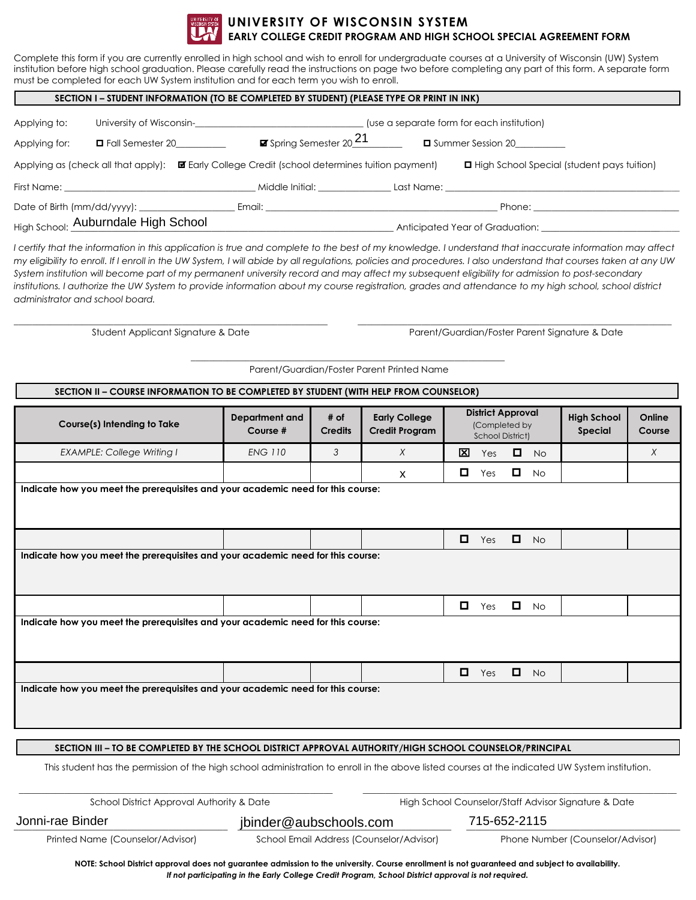# UNIVERSITY OF WISCONSIN SYSTEM

## EARLY COLLEGE CREDIT PROGRAM AND HIGH SCHOOL SPECIAL AGREEMENT FORM

Complete this form if you are currently enrolled in high school and wish to enroll for undergraduate courses at a University of Wisconsin (UW) System institution before high school graduation. Please carefully read the instructions on page two before completing any part of this form. A separate form must be completed for each UW System institution and for each term you wish to enroll.

**SECTION I – STUDENT INFORMATION (TO BE COMPLETED BY STUDENT) (PLEASE TYPE OR PRINT IN INK)**

Applying to: University of Wisconsin-\_\_\_\_\_\_\_\_\_\_\_\_ (use a separate form for each institution)

Applying for: ☐ Fall Semester 20\_\_\_\_ ☑ Spring Semester 20 21 ☐ Summer Session 20\_\_\_\_

Applying as (check all that apply): ☑ Early College Credit (school determines tuition payment) ☐ High School Special (student pays tuition)

First Name: \_\_\_\_\_\_\_\_\_\_ Middle Initial: \_\_\_\_\_\_ Last Name: \_\_\_\_\_\_\_\_\_\_

Date of Birth (mm/dd/yyyy): \_\_\_\_\_\_\_\_\_\_ Email: \_\_\_\_\_\_\_\_\_\_ Phone: \_\_\_\_\_\_\_\_\_\_

High School: Auburndale High School Anticipated Year of Graduation: \_\_\_\_\_\_\_\_\_\_

*I certify that the information in this application is true and complete to the best of my knowledge. I understand that inaccurate information may affect my eligibility to enroll. If I enroll in the UW System, I will abide by all regulations, policies and procedures. I also understand that courses taken at any UW System institution will become part of my permanent university record and may affect my subsequent eligibility for admission to post-secondary institutions. I authorize the UW System to provide information about my course registration, grades and attendance to my high school, school district administrator and school board.*

\_\_\_\_\_\_\_\_\_\_\_\_\_\_\_\_\_\_\_\_
Student Applicant Signature & Date

\_\_\_\_\_\_\_\_\_\_\_\_\_\_\_\_\_\_\_\_
Parent/Guardian/Foster Parent Signature & Date

\_\_\_\_\_\_\_\_\_\_\_\_\_\_\_\_\_\_\_\_
Parent/Guardian/Foster Parent Printed Name

**SECTION II – COURSE INFORMATION TO BE COMPLETED BY STUDENT (WITH HELP FROM COUNSELOR)**

| Course(s) Intending to Take | Department and Course # | # of Credits | Early College Credit Program | District Approval (Completed by School District) | High School Special | Online Course |
|---|---|---|---|---|---|---|
| *EXAMPLE: College Writing I* | *ENG 110* | *3* | *X* | ☒ Yes ☐ No | | *X* |
| | | | X | ☐ Yes ☐ No | | |
| **Indicate how you meet the prerequisites and your academic need for this course:** | | | | | | |
| | | | | ☐ Yes ☐ No | | |
| **Indicate how you meet the prerequisites and your academic need for this course:** | | | | | | |
| | | | | ☐ Yes ☐ No | | |
| **Indicate how you meet the prerequisites and your academic need for this course:** | | | | | | |
| | | | | ☐ Yes ☐ No | | |
| **Indicate how you meet the prerequisites and your academic need for this course:** | | | | | | |

**SECTION III – TO BE COMPLETED BY THE SCHOOL DISTRICT APPROVAL AUTHORITY/HIGH SCHOOL COUNSELOR/PRINCIPAL**

This student has the permission of the high school administration to enroll in the above listed courses at the indicated UW System institution.

\_\_\_\_\_\_\_\_\_\_\_\_\_\_\_\_\_\_\_\_
School District Approval Authority & Date

\_\_\_\_\_\_\_\_\_\_\_\_\_\_\_\_\_\_\_\_
High School Counselor/Staff Advisor Signature & Date

Jonni-rae Binder
Printed Name (Counselor/Advisor)

jbinder@aubschools.com
School Email Address (Counselor/Advisor)

715-652-2115
Phone Number (Counselor/Advisor)

**NOTE: School District approval does not guarantee admission to the university. Course enrollment is not guaranteed and subject to availability.**
***If not participating in the Early College Credit Program, School District approval is not required.***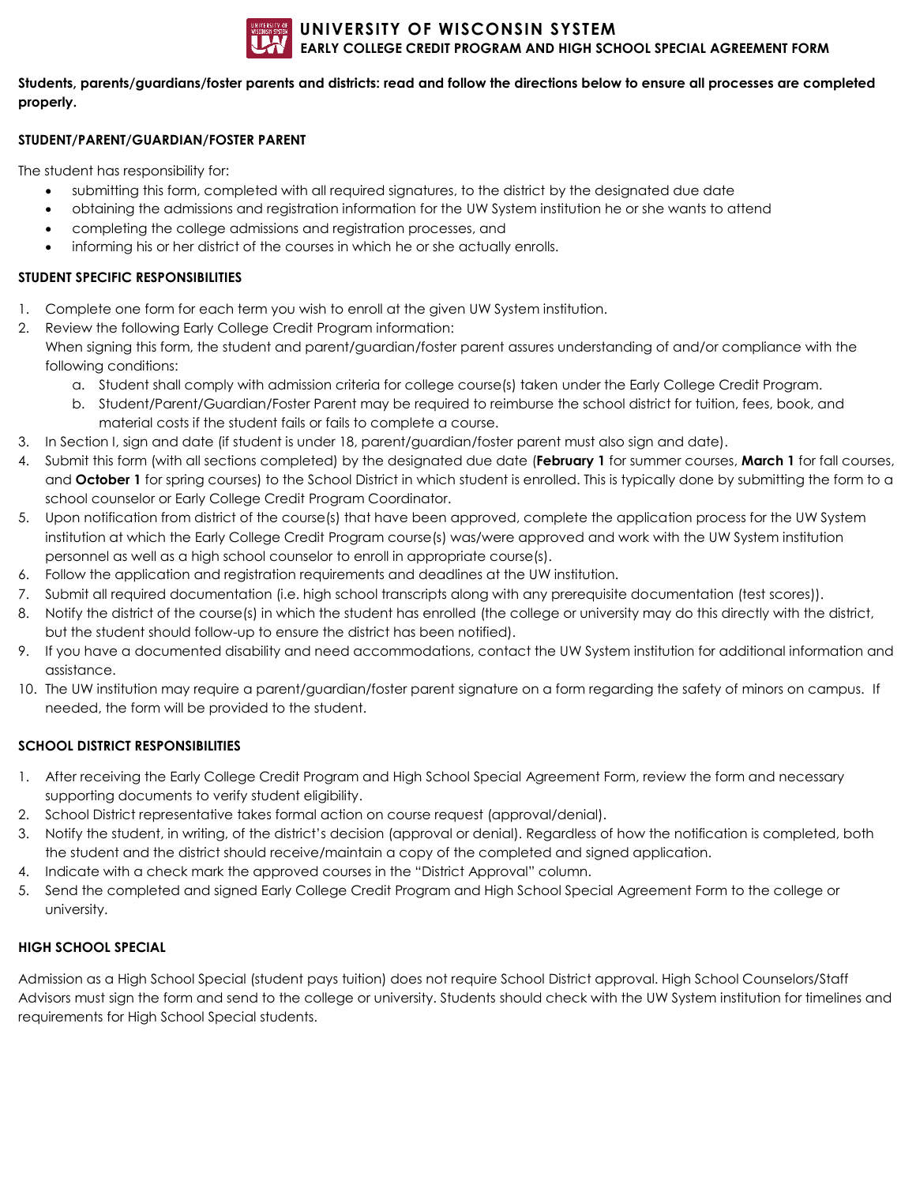# UNIVERSITY OF WISCONSIN SYSTEM

## EARLY COLLEGE CREDIT PROGRAM AND HIGH SCHOOL SPECIAL AGREEMENT FORM

**Students, parents/guardians/foster parents and districts: read and follow the directions below to ensure all processes are completed properly.**

### STUDENT/PARENT/GUARDIAN/FOSTER PARENT

The student has responsibility for:

- submitting this form, completed with all required signatures, to the district by the designated due date
- obtaining the admissions and registration information for the UW System institution he or she wants to attend
- completing the college admissions and registration processes, and
- informing his or her district of the courses in which he or she actually enrolls.

### STUDENT SPECIFIC RESPONSIBILITIES

1. Complete one form for each term you wish to enroll at the given UW System institution.
2. Review the following Early College Credit Program information:
   When signing this form, the student and parent/guardian/foster parent assures understanding of and/or compliance with the following conditions:
   a. Student shall comply with admission criteria for college course(s) taken under the Early College Credit Program.
   b. Student/Parent/Guardian/Foster Parent may be required to reimburse the school district for tuition, fees, book, and material costs if the student fails or fails to complete a course.
3. In Section I, sign and date (if student is under 18, parent/guardian/foster parent must also sign and date).
4. Submit this form (with all sections completed) by the designated due date (**February 1** for summer courses, **March 1** for fall courses, and **October 1** for spring courses) to the School District in which student is enrolled. This is typically done by submitting the form to a school counselor or Early College Credit Program Coordinator.
5. Upon notification from district of the course(s) that have been approved, complete the application process for the UW System institution at which the Early College Credit Program course(s) was/were approved and work with the UW System institution personnel as well as a high school counselor to enroll in appropriate course(s).
6. Follow the application and registration requirements and deadlines at the UW institution.
7. Submit all required documentation (i.e. high school transcripts along with any prerequisite documentation (test scores)).
8. Notify the district of the course(s) in which the student has enrolled (the college or university may do this directly with the district, but the student should follow-up to ensure the district has been notified).
9. If you have a documented disability and need accommodations, contact the UW System institution for additional information and assistance.
10. The UW institution may require a parent/guardian/foster parent signature on a form regarding the safety of minors on campus. If needed, the form will be provided to the student.

### SCHOOL DISTRICT RESPONSIBILITIES

1. After receiving the Early College Credit Program and High School Special Agreement Form, review the form and necessary supporting documents to verify student eligibility.
2. School District representative takes formal action on course request (approval/denial).
3. Notify the student, in writing, of the district's decision (approval or denial). Regardless of how the notification is completed, both the student and the district should receive/maintain a copy of the completed and signed application.
4. Indicate with a check mark the approved courses in the "District Approval" column.
5. Send the completed and signed Early College Credit Program and High School Special Agreement Form to the college or university.

### HIGH SCHOOL SPECIAL

Admission as a High School Special (student pays tuition) does not require School District approval. High School Counselors/Staff Advisors must sign the form and send to the college or university. Students should check with the UW System institution for timelines and requirements for High School Special students.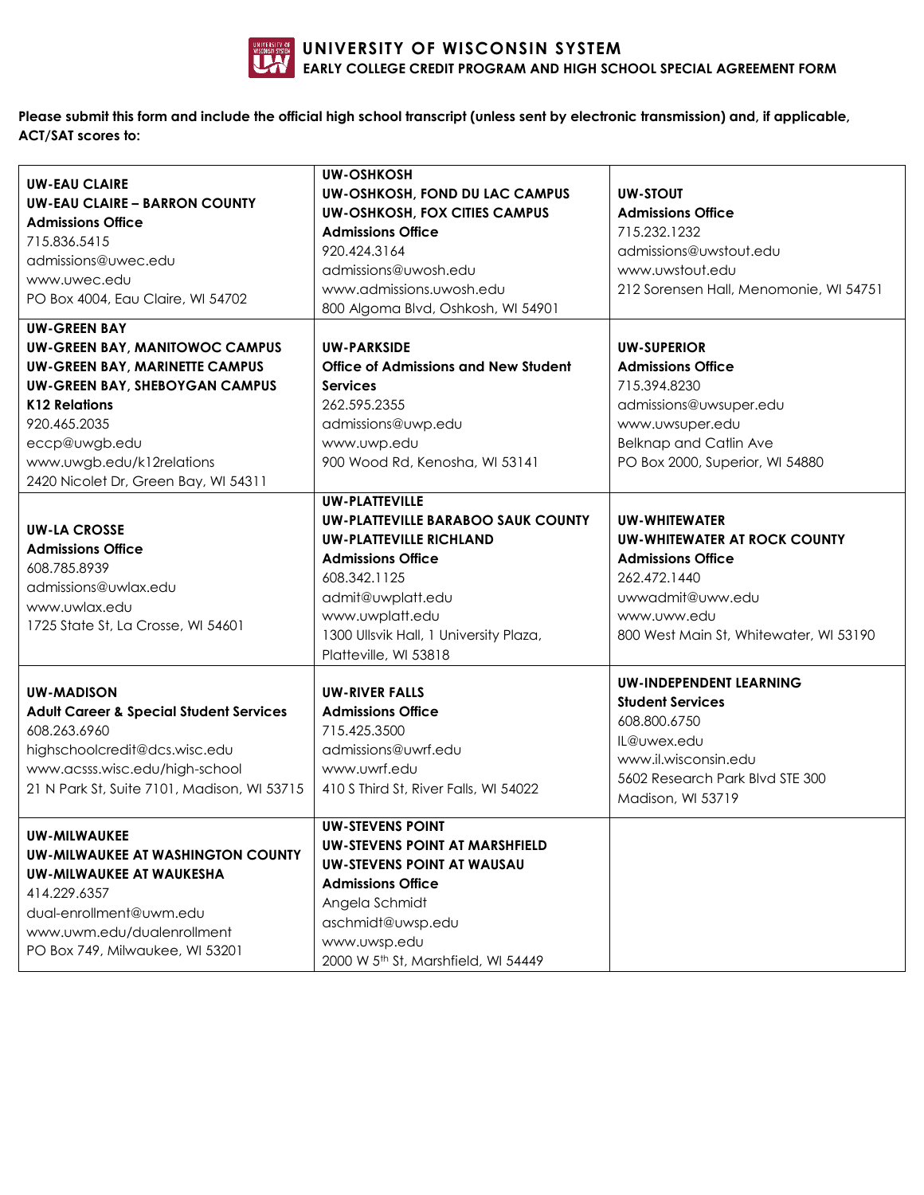# UNIVERSITY OF WISCONSIN SYSTEM

## EARLY COLLEGE CREDIT PROGRAM AND HIGH SCHOOL SPECIAL AGREEMENT FORM

**Please submit this form and include the official high school transcript (unless sent by electronic transmission) and, if applicable, ACT/SAT scores to:**

| | | |
|---|---|---|
| **UW-EAU CLAIRE**<br>**UW-EAU CLAIRE – BARRON COUNTY**<br>**Admissions Office**<br>715.836.5415<br>admissions@uwec.edu<br>www.uwec.edu<br>PO Box 4004, Eau Claire, WI 54702 | **UW-OSHKOSH**<br>**UW-OSHKOSH, FOND DU LAC CAMPUS**<br>**UW-OSHKOSH, FOX CITIES CAMPUS**<br>**Admissions Office**<br>920.424.3164<br>admissions@uwosh.edu<br>www.admissions.uwosh.edu<br>800 Algoma Blvd, Oshkosh, WI 54901 | **UW-STOUT**<br>**Admissions Office**<br>715.232.1232<br>admissions@uwstout.edu<br>www.uwstout.edu<br>212 Sorensen Hall, Menomonie, WI 54751 |
| **UW-GREEN BAY**<br>**UW-GREEN BAY, MANITOWOC CAMPUS**<br>**UW-GREEN BAY, MARINETTE CAMPUS**<br>**UW-GREEN BAY, SHEBOYGAN CAMPUS**<br>**K12 Relations**<br>920.465.2035<br>eccp@uwgb.edu<br>www.uwgb.edu/k12relations<br>2420 Nicolet Dr, Green Bay, WI 54311 | **UW-PARKSIDE**<br>**Office of Admissions and New Student Services**<br>262.595.2355<br>admissions@uwp.edu<br>www.uwp.edu<br>900 Wood Rd, Kenosha, WI 53141 | **UW-SUPERIOR**<br>**Admissions Office**<br>715.394.8230<br>admissions@uwsuper.edu<br>www.uwsuper.edu<br>Belknap and Catlin Ave<br>PO Box 2000, Superior, WI 54880 |
| **UW-LA CROSSE**<br>**Admissions Office**<br>608.785.8939<br>admissions@uwlax.edu<br>www.uwlax.edu<br>1725 State St, La Crosse, WI 54601 | **UW-PLATTEVILLE**<br>**UW-PLATTEVILLE BARABOO SAUK COUNTY**<br>**UW-PLATTEVILLE RICHLAND**<br>**Admissions Office**<br>608.342.1125<br>admit@uwplatt.edu<br>www.uwplatt.edu<br>1300 Ullsvik Hall, 1 University Plaza, Platteville, WI 53818 | **UW-WHITEWATER**<br>**UW-WHITEWATER AT ROCK COUNTY**<br>**Admissions Office**<br>262.472.1440<br>uwwadmit@uww.edu<br>www.uww.edu<br>800 West Main St, Whitewater, WI 53190 |
| **UW-MADISON**<br>**Adult Career & Special Student Services**<br>608.263.6960<br>highschoolcredit@dcs.wisc.edu<br>www.acsss.wisc.edu/high-school<br>21 N Park St, Suite 7101, Madison, WI 53715 | **UW-RIVER FALLS**<br>**Admissions Office**<br>715.425.3500<br>admissions@uwrf.edu<br>www.uwrf.edu<br>410 S Third St, River Falls, WI 54022 | **UW-INDEPENDENT LEARNING**<br>**Student Services**<br>608.800.6750<br>IL@uwex.edu<br>www.il.wisconsin.edu<br>5602 Research Park Blvd STE 300<br>Madison, WI 53719 |
| **UW-MILWAUKEE**<br>**UW-MILWAUKEE AT WASHINGTON COUNTY**<br>**UW-MILWAUKEE AT WAUKESHA**<br>414.229.6357<br>dual-enrollment@uwm.edu<br>www.uwm.edu/dualenrollment<br>PO Box 749, Milwaukee, WI 53201 | **UW-STEVENS POINT**<br>**UW-STEVENS POINT AT MARSHFIELD**<br>**UW-STEVENS POINT AT WAUSAU**<br>**Admissions Office**<br>Angela Schmidt<br>aschmidt@uwsp.edu<br>www.uwsp.edu<br>2000 W 5th St, Marshfield, WI 54449 | |